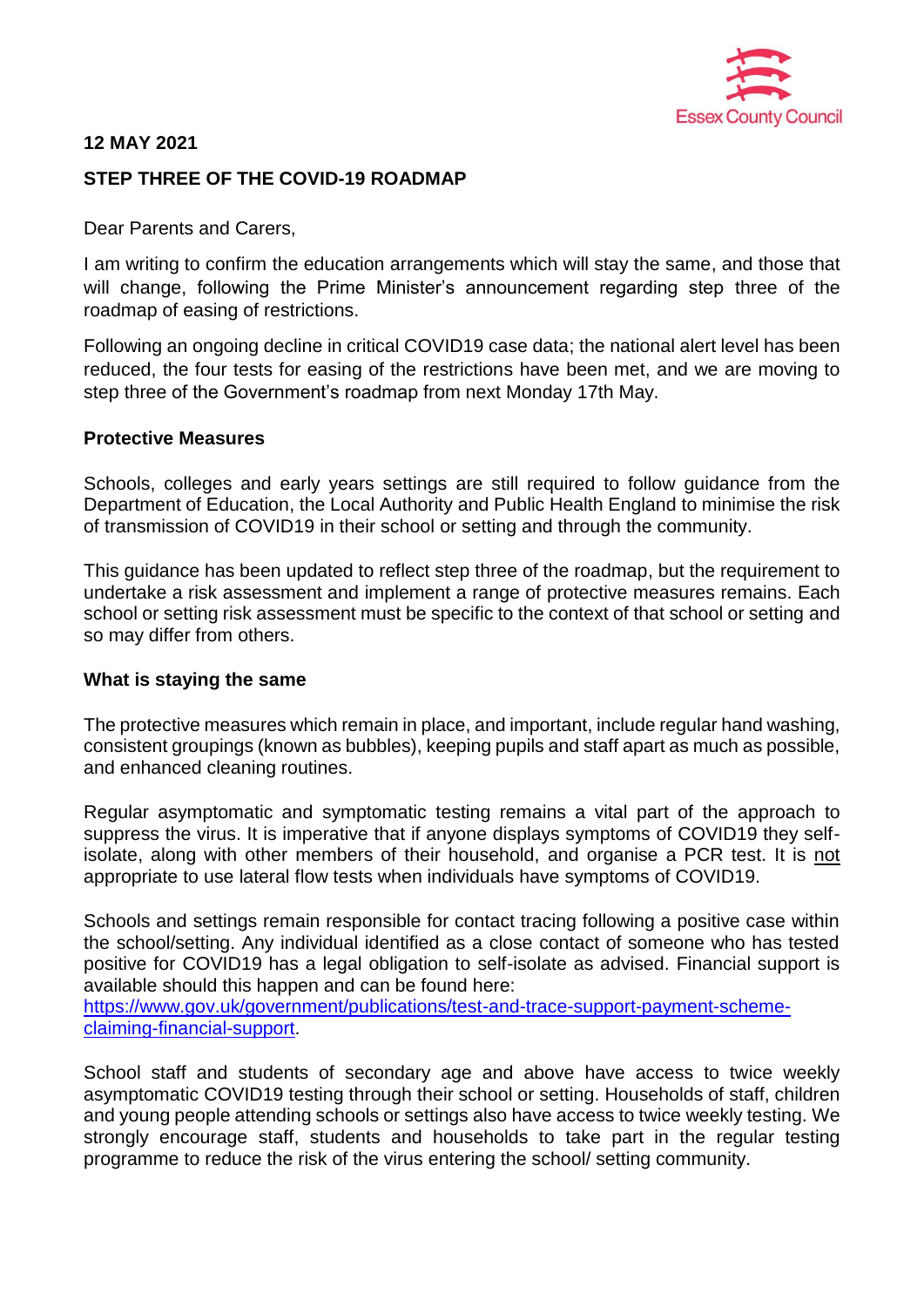**12 MAY 2021**

**STEP THREE OF THE COVID-19 ROADMAP**

Dear Parents and Carers,

I am writing to confirm the education arrangements which will stay the same, and those that will change, following the Prime Minister's announcement regarding step three of the roadmap of easing of restrictions.

Following an ongoing decline in critical COVID19 case data; the national alert level has been reduced, the four tests for easing of the restrictions have been met, and we are moving to step three of the Government's roadmap from next Monday 17th May.

**Protective Measures**

Schools, colleges and early years settings are still required to follow guidance from the Department of Education, the Local Authority and Public Health England to minimise the risk of transmission of COVID19 in their school or setting and through the community.

This guidance has been updated to reflect step three of the roadmap, but the requirement to undertake a risk assessment and implement a range of protective measures remains. Each school or setting risk assessment must be specific to the context of that school or setting and so may differ from others.

**What is staying the same**

The protective measures which remain in place, and important, include regular hand washing, consistent groupings (known as bubbles), keeping pupils and staff apart as much as possible, and enhanced cleaning routines.

Regular asymptomatic and symptomatic testing remains a vital part of the approach to suppress the virus. It is imperative that if anyone displays symptoms of COVID19 they self-isolate, along with other members of their household, and organise a PCR test. It is <u>not</u> appropriate to use lateral flow tests when individuals have symptoms of COVID19.

Schools and settings remain responsible for contact tracing following a positive case within the school/setting. Any individual identified as a close contact of someone who has tested positive for COVID19 has a legal obligation to self-isolate as advised. Financial support is available should this happen and can be found here: [https://www.gov.uk/government/publications/test-and-trace-support-payment-scheme-claiming-financial-support](https://www.gov.uk/government/publications/test-and-trace-support-payment-scheme-claiming-financial-support).

School staff and students of secondary age and above have access to twice weekly asymptomatic COVID19 testing through their school or setting. Households of staff, children and young people attending schools or settings also have access to twice weekly testing. We strongly encourage staff, students and households to take part in the regular testing programme to reduce the risk of the virus entering the school/ setting community.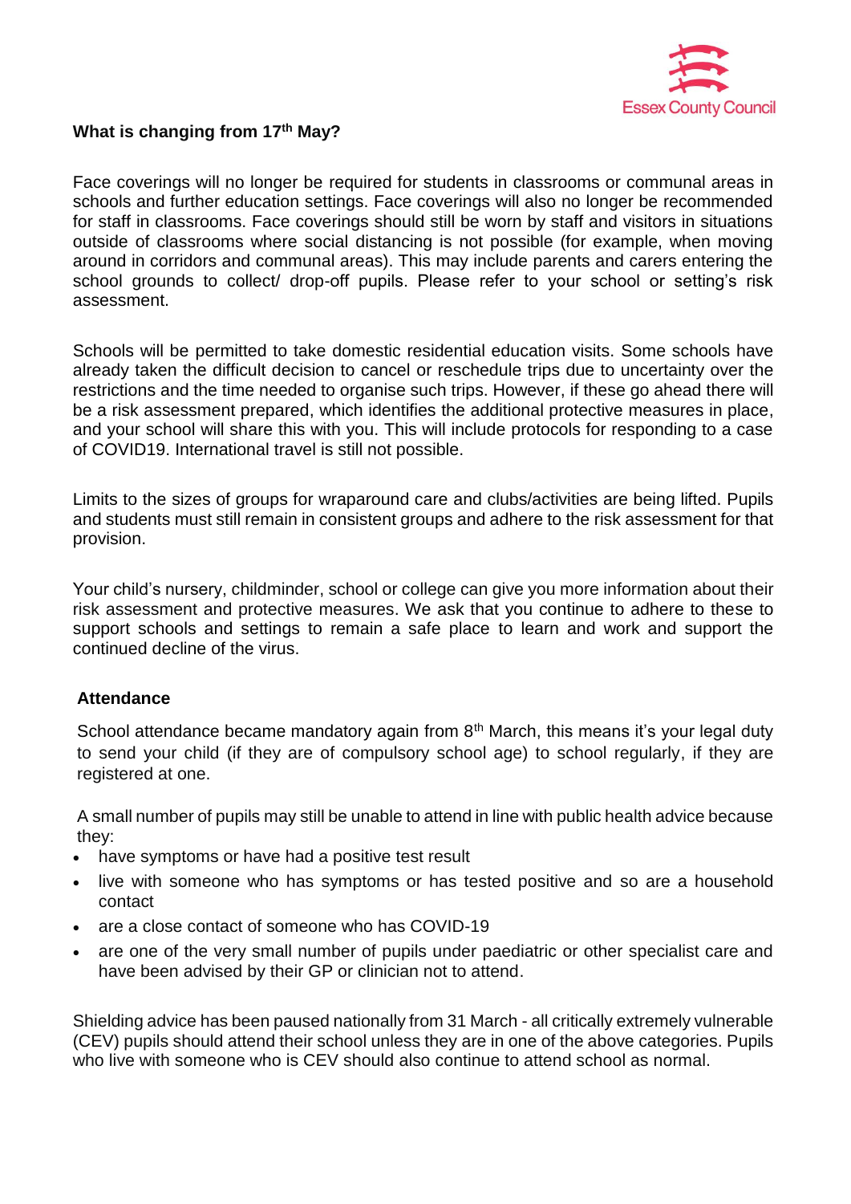### What is changing from 17th May?

Face coverings will no longer be required for students in classrooms or communal areas in schools and further education settings. Face coverings will also no longer be recommended for staff in classrooms. Face coverings should still be worn by staff and visitors in situations outside of classrooms where social distancing is not possible (for example, when moving around in corridors and communal areas). This may include parents and carers entering the school grounds to collect/ drop-off pupils. Please refer to your school or setting's risk assessment.

Schools will be permitted to take domestic residential education visits. Some schools have already taken the difficult decision to cancel or reschedule trips due to uncertainty over the restrictions and the time needed to organise such trips. However, if these go ahead there will be a risk assessment prepared, which identifies the additional protective measures in place, and your school will share this with you. This will include protocols for responding to a case of COVID19. International travel is still not possible.

Limits to the sizes of groups for wraparound care and clubs/activities are being lifted. Pupils and students must still remain in consistent groups and adhere to the risk assessment for that provision.

Your child's nursery, childminder, school or college can give you more information about their risk assessment and protective measures. We ask that you continue to adhere to these to support schools and settings to remain a safe place to learn and work and support the continued decline of the virus.

### Attendance

School attendance became mandatory again from 8th March, this means it's your legal duty to send your child (if they are of compulsory school age) to school regularly, if they are registered at one.

A small number of pupils may still be unable to attend in line with public health advice because they:

- have symptoms or have had a positive test result
- live with someone who has symptoms or has tested positive and so are a household contact
- are a close contact of someone who has COVID-19
- are one of the very small number of pupils under paediatric or other specialist care and have been advised by their GP or clinician not to attend.

Shielding advice has been paused nationally from 31 March - all critically extremely vulnerable (CEV) pupils should attend their school unless they are in one of the above categories. Pupils who live with someone who is CEV should also continue to attend school as normal.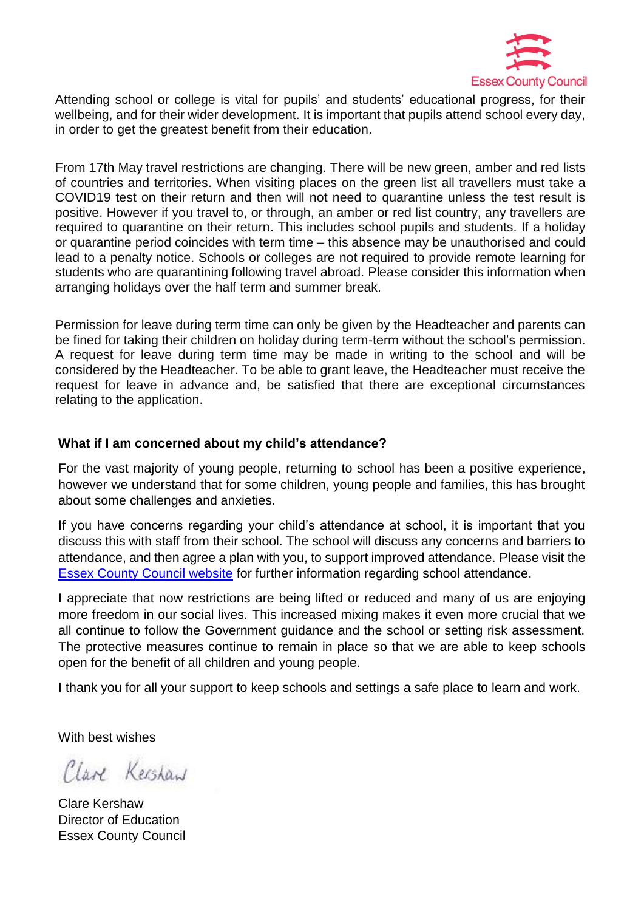Attending school or college is vital for pupils' and students' educational progress, for their wellbeing, and for their wider development. It is important that pupils attend school every day, in order to get the greatest benefit from their education.

From 17th May travel restrictions are changing. There will be new green, amber and red lists of countries and territories. When visiting places on the green list all travellers must take a COVID19 test on their return and then will not need to quarantine unless the test result is positive. However if you travel to, or through, an amber or red list country, any travellers are required to quarantine on their return. This includes school pupils and students. If a holiday or quarantine period coincides with term time – this absence may be unauthorised and could lead to a penalty notice. Schools or colleges are not required to provide remote learning for students who are quarantining following travel abroad. Please consider this information when arranging holidays over the half term and summer break.

Permission for leave during term time can only be given by the Headteacher and parents can be fined for taking their children on holiday during term-term without the school's permission. A request for leave during term time may be made in writing to the school and will be considered by the Headteacher. To be able to grant leave, the Headteacher must receive the request for leave in advance and, be satisfied that there are exceptional circumstances relating to the application.

**What if I am concerned about my child's attendance?**

For the vast majority of young people, returning to school has been a positive experience, however we understand that for some children, young people and families, this has brought about some challenges and anxieties.

If you have concerns regarding your child's attendance at school, it is important that you discuss this with staff from their school. The school will discuss any concerns and barriers to attendance, and then agree a plan with you, to support improved attendance. Please visit the Essex County Council website for further information regarding school attendance.

I appreciate that now restrictions are being lifted or reduced and many of us are enjoying more freedom in our social lives. This increased mixing makes it even more crucial that we all continue to follow the Government guidance and the school or setting risk assessment. The protective measures continue to remain in place so that we are able to keep schools open for the benefit of all children and young people.

I thank you for all your support to keep schools and settings a safe place to learn and work.

With best wishes

Clare Kershaw

Clare Kershaw
Director of Education
Essex County Council